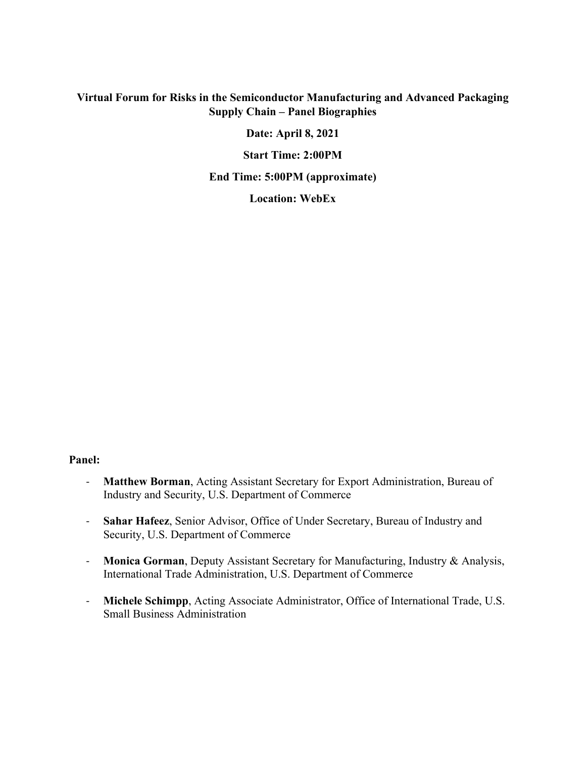# Virtual Forum for Risks in the Semiconductor Manufacturing and Advanced Packaging Supply Chain – Panel Biographies

**Date: April 8, 2021**

**Start Time: 2:00PM**

**End Time: 5:00PM (approximate)**

**Location: WebEx**

**Panel:**

- **Matthew Borman**, Acting Assistant Secretary for Export Administration, Bureau of Industry and Security, U.S. Department of Commerce
- **Sahar Hafeez**, Senior Advisor, Office of Under Secretary, Bureau of Industry and Security, U.S. Department of Commerce
- **Monica Gorman**, Deputy Assistant Secretary for Manufacturing, Industry & Analysis, International Trade Administration, U.S. Department of Commerce
- **Michele Schimpp**, Acting Associate Administrator, Office of International Trade, U.S. Small Business Administration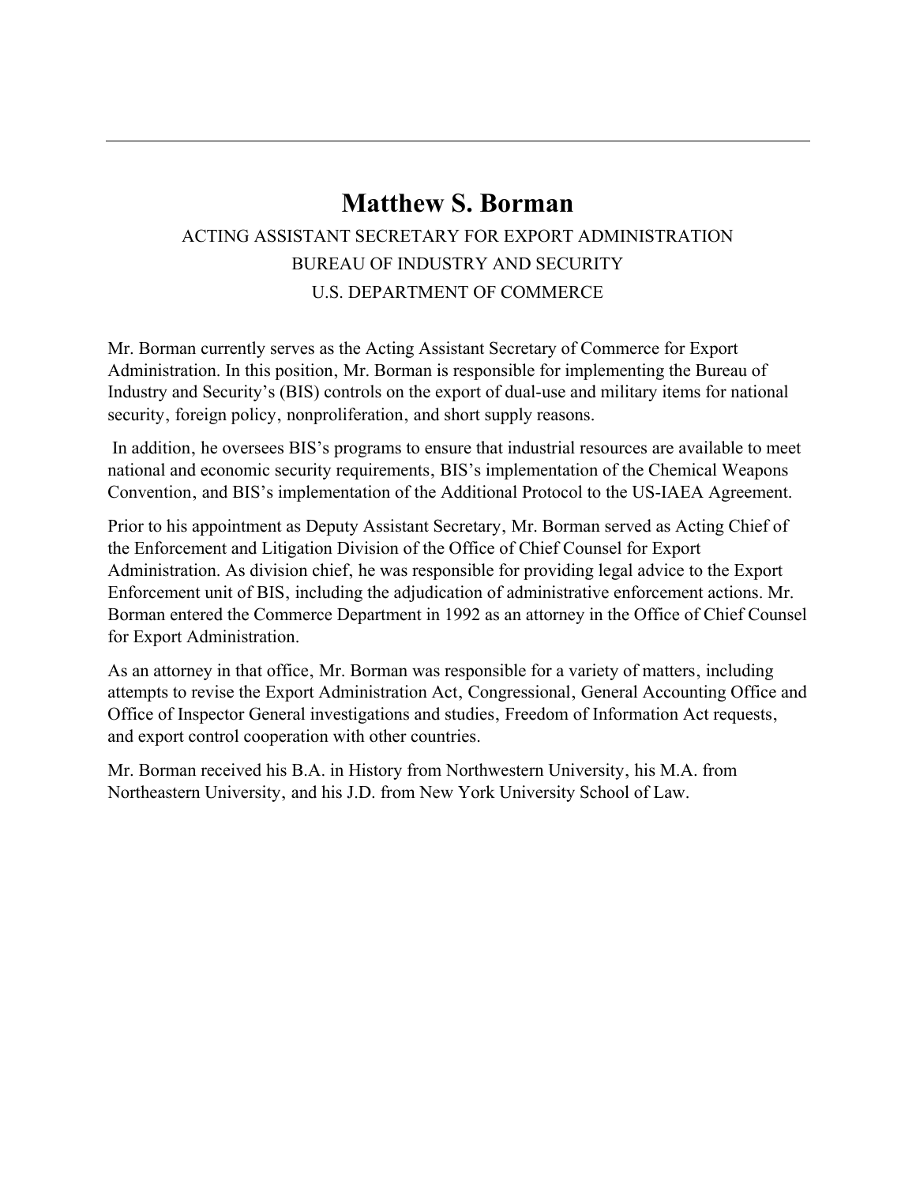# Matthew S. Borman

ACTING ASSISTANT SECRETARY FOR EXPORT ADMINISTRATION

BUREAU OF INDUSTRY AND SECURITY

U.S. DEPARTMENT OF COMMERCE

Mr. Borman currently serves as the Acting Assistant Secretary of Commerce for Export Administration. In this position, Mr. Borman is responsible for implementing the Bureau of Industry and Security's (BIS) controls on the export of dual-use and military items for national security, foreign policy, nonproliferation, and short supply reasons.

In addition, he oversees BIS's programs to ensure that industrial resources are available to meet national and economic security requirements, BIS's implementation of the Chemical Weapons Convention, and BIS's implementation of the Additional Protocol to the US-IAEA Agreement.

Prior to his appointment as Deputy Assistant Secretary, Mr. Borman served as Acting Chief of the Enforcement and Litigation Division of the Office of Chief Counsel for Export Administration. As division chief, he was responsible for providing legal advice to the Export Enforcement unit of BIS, including the adjudication of administrative enforcement actions. Mr. Borman entered the Commerce Department in 1992 as an attorney in the Office of Chief Counsel for Export Administration.

As an attorney in that office, Mr. Borman was responsible for a variety of matters, including attempts to revise the Export Administration Act, Congressional, General Accounting Office and Office of Inspector General investigations and studies, Freedom of Information Act requests, and export control cooperation with other countries.

Mr. Borman received his B.A. in History from Northwestern University, his M.A. from Northeastern University, and his J.D. from New York University School of Law.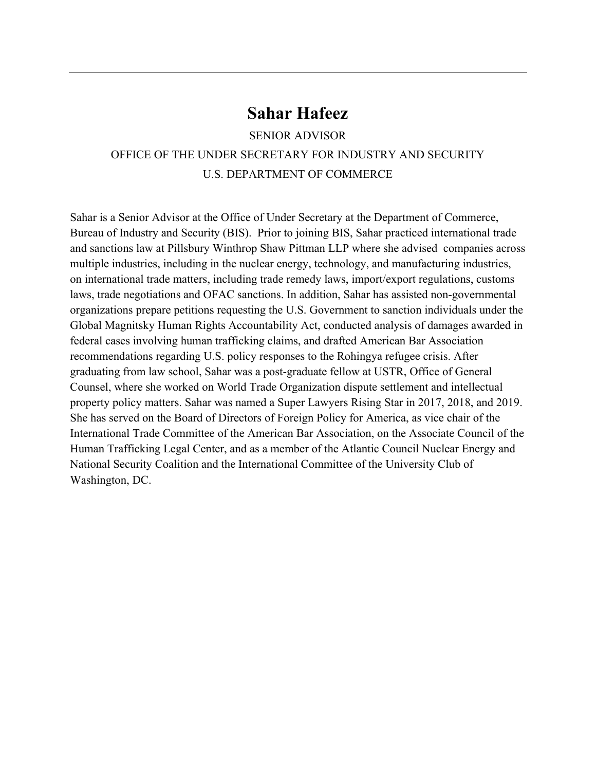# Sahar Hafeez

SENIOR ADVISOR

OFFICE OF THE UNDER SECRETARY FOR INDUSTRY AND SECURITY

U.S. DEPARTMENT OF COMMERCE

Sahar is a Senior Advisor at the Office of Under Secretary at the Department of Commerce, Bureau of Industry and Security (BIS). Prior to joining BIS, Sahar practiced international trade and sanctions law at Pillsbury Winthrop Shaw Pittman LLP where she advised companies across multiple industries, including in the nuclear energy, technology, and manufacturing industries, on international trade matters, including trade remedy laws, import/export regulations, customs laws, trade negotiations and OFAC sanctions. In addition, Sahar has assisted non-governmental organizations prepare petitions requesting the U.S. Government to sanction individuals under the Global Magnitsky Human Rights Accountability Act, conducted analysis of damages awarded in federal cases involving human trafficking claims, and drafted American Bar Association recommendations regarding U.S. policy responses to the Rohingya refugee crisis. After graduating from law school, Sahar was a post-graduate fellow at USTR, Office of General Counsel, where she worked on World Trade Organization dispute settlement and intellectual property policy matters. Sahar was named a Super Lawyers Rising Star in 2017, 2018, and 2019. She has served on the Board of Directors of Foreign Policy for America, as vice chair of the International Trade Committee of the American Bar Association, on the Associate Council of the Human Trafficking Legal Center, and as a member of the Atlantic Council Nuclear Energy and National Security Coalition and the International Committee of the University Club of Washington, DC.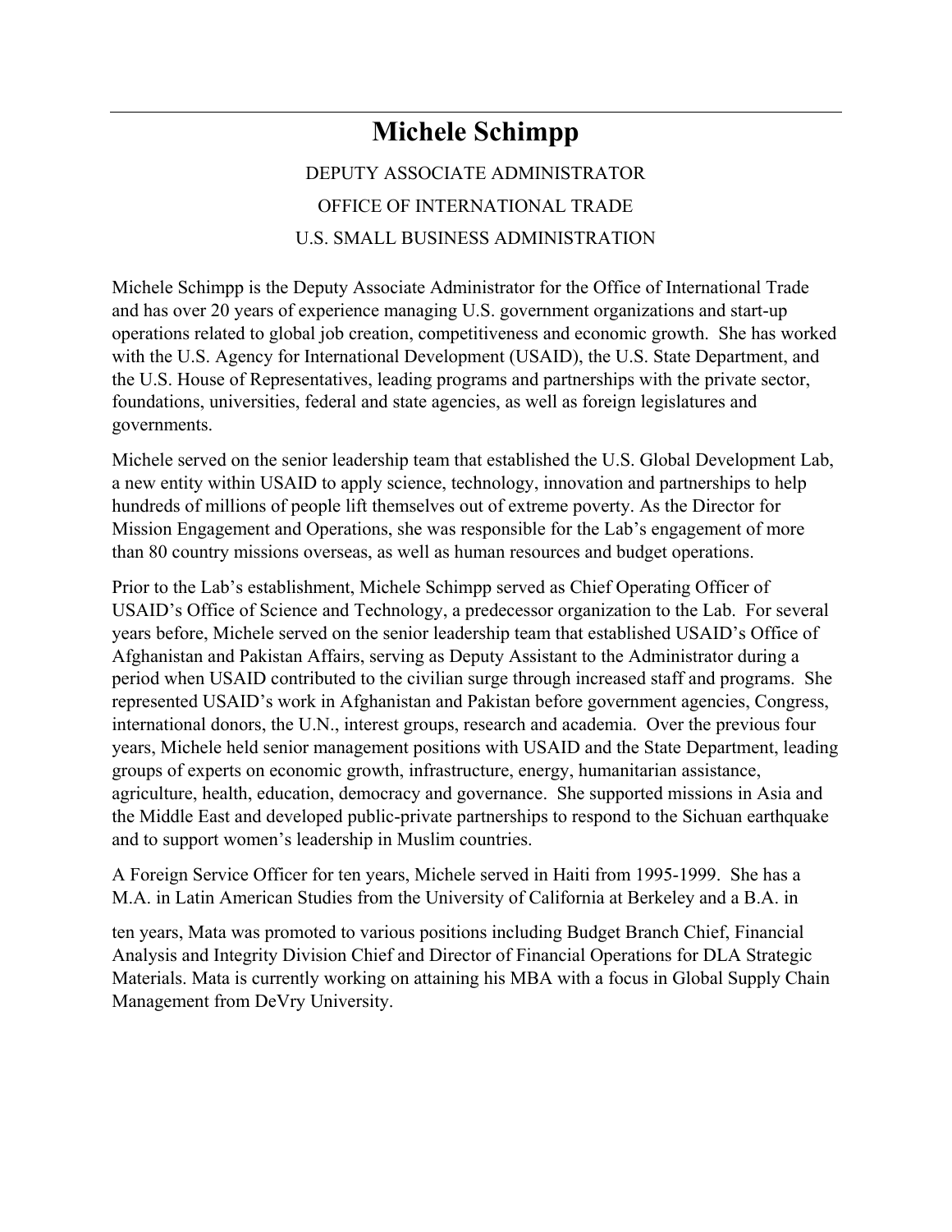---

# Michele Schimpp

DEPUTY ASSOCIATE ADMINISTRATOR

OFFICE OF INTERNATIONAL TRADE

U.S. SMALL BUSINESS ADMINISTRATION

Michele Schimpp is the Deputy Associate Administrator for the Office of International Trade and has over 20 years of experience managing U.S. government organizations and start-up operations related to global job creation, competitiveness and economic growth. She has worked with the U.S. Agency for International Development (USAID), the U.S. State Department, and the U.S. House of Representatives, leading programs and partnerships with the private sector, foundations, universities, federal and state agencies, as well as foreign legislatures and governments.

Michele served on the senior leadership team that established the U.S. Global Development Lab, a new entity within USAID to apply science, technology, innovation and partnerships to help hundreds of millions of people lift themselves out of extreme poverty. As the Director for Mission Engagement and Operations, she was responsible for the Lab's engagement of more than 80 country missions overseas, as well as human resources and budget operations.

Prior to the Lab's establishment, Michele Schimpp served as Chief Operating Officer of USAID's Office of Science and Technology, a predecessor organization to the Lab. For several years before, Michele served on the senior leadership team that established USAID's Office of Afghanistan and Pakistan Affairs, serving as Deputy Assistant to the Administrator during a period when USAID contributed to the civilian surge through increased staff and programs. She represented USAID's work in Afghanistan and Pakistan before government agencies, Congress, international donors, the U.N., interest groups, research and academia. Over the previous four years, Michele held senior management positions with USAID and the State Department, leading groups of experts on economic growth, infrastructure, energy, humanitarian assistance, agriculture, health, education, democracy and governance. She supported missions in Asia and the Middle East and developed public-private partnerships to respond to the Sichuan earthquake and to support women's leadership in Muslim countries.

A Foreign Service Officer for ten years, Michele served in Haiti from 1995-1999. She has a M.A. in Latin American Studies from the University of California at Berkeley and a B.A. in

ten years, Mata was promoted to various positions including Budget Branch Chief, Financial Analysis and Integrity Division Chief and Director of Financial Operations for DLA Strategic Materials. Mata is currently working on attaining his MBA with a focus in Global Supply Chain Management from DeVry University.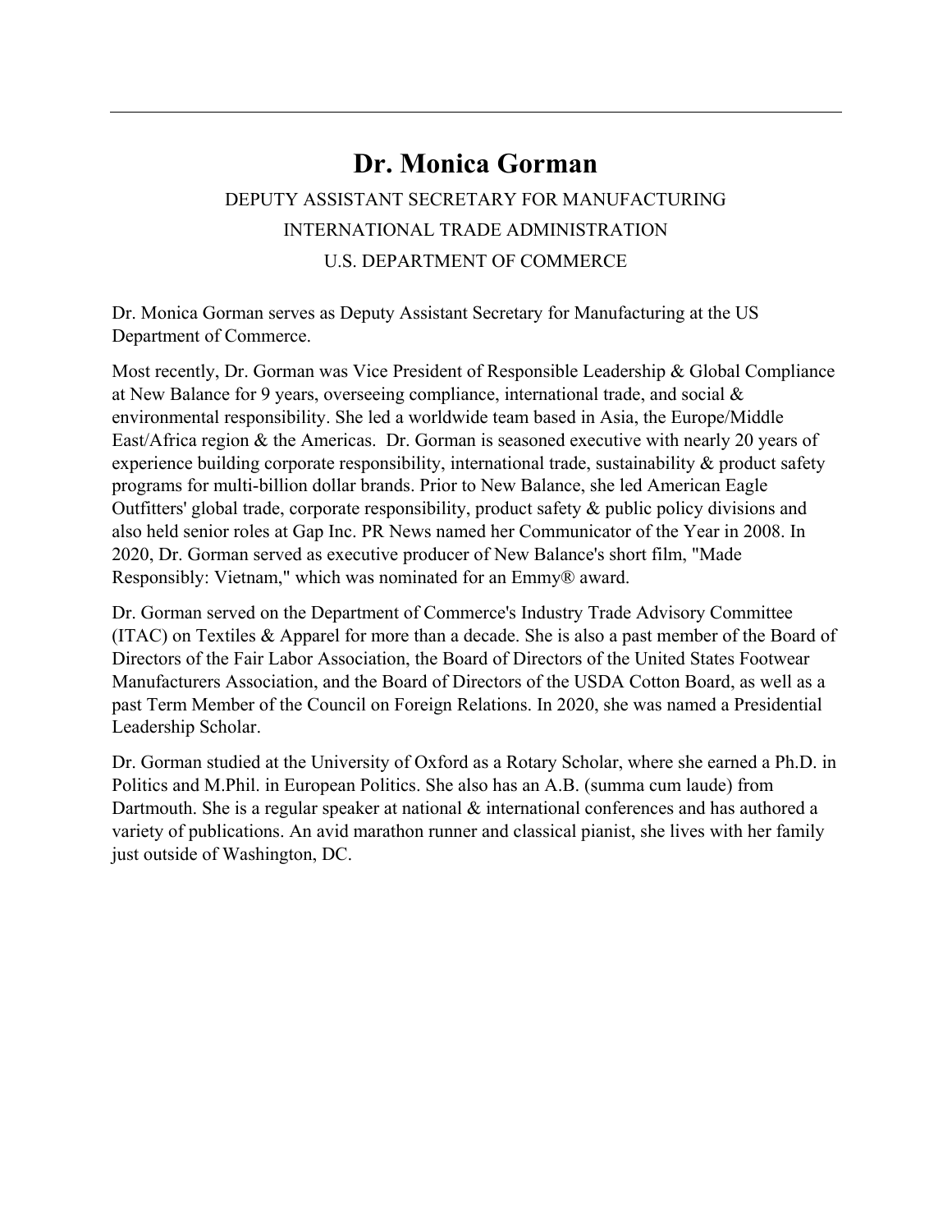# Dr. Monica Gorman

DEPUTY ASSISTANT SECRETARY FOR MANUFACTURING

INTERNATIONAL TRADE ADMINISTRATION

U.S. DEPARTMENT OF COMMERCE

Dr. Monica Gorman serves as Deputy Assistant Secretary for Manufacturing at the US Department of Commerce.

Most recently, Dr. Gorman was Vice President of Responsible Leadership & Global Compliance at New Balance for 9 years, overseeing compliance, international trade, and social & environmental responsibility. She led a worldwide team based in Asia, the Europe/Middle East/Africa region & the Americas. Dr. Gorman is seasoned executive with nearly 20 years of experience building corporate responsibility, international trade, sustainability & product safety programs for multi-billion dollar brands. Prior to New Balance, she led American Eagle Outfitters' global trade, corporate responsibility, product safety & public policy divisions and also held senior roles at Gap Inc. PR News named her Communicator of the Year in 2008. In 2020, Dr. Gorman served as executive producer of New Balance's short film, "Made Responsibly: Vietnam," which was nominated for an Emmy® award.

Dr. Gorman served on the Department of Commerce's Industry Trade Advisory Committee (ITAC) on Textiles & Apparel for more than a decade. She is also a past member of the Board of Directors of the Fair Labor Association, the Board of Directors of the United States Footwear Manufacturers Association, and the Board of Directors of the USDA Cotton Board, as well as a past Term Member of the Council on Foreign Relations. In 2020, she was named a Presidential Leadership Scholar.

Dr. Gorman studied at the University of Oxford as a Rotary Scholar, where she earned a Ph.D. in Politics and M.Phil. in European Politics. She also has an A.B. (summa cum laude) from Dartmouth. She is a regular speaker at national & international conferences and has authored a variety of publications. An avid marathon runner and classical pianist, she lives with her family just outside of Washington, DC.